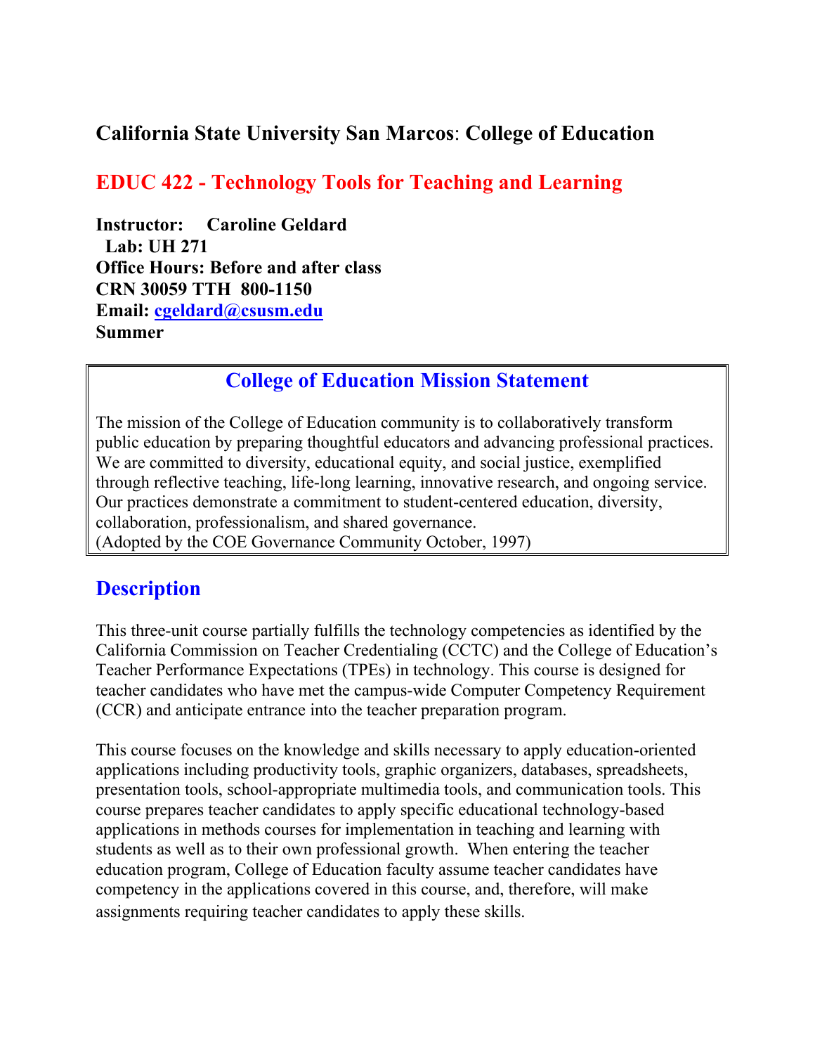## California State University San Marcos: College of Education

## EDUC 422 - Technology Tools for Teaching and Learning

**Instructor: Caroline Geldard**
**Lab: UH 271**
**Office Hours: Before and after class**
**CRN 30059 TTH 800-1150**
**Email: cgeldard@csusm.edu**
**Summer**

### College of Education Mission Statement

The mission of the College of Education community is to collaboratively transform public education by preparing thoughtful educators and advancing professional practices. We are committed to diversity, educational equity, and social justice, exemplified through reflective teaching, life-long learning, innovative research, and ongoing service. Our practices demonstrate a commitment to student-centered education, diversity, collaboration, professionalism, and shared governance.
(Adopted by the COE Governance Community October, 1997)

## Description

This three-unit course partially fulfills the technology competencies as identified by the California Commission on Teacher Credentialing (CCTC) and the College of Education's Teacher Performance Expectations (TPEs) in technology. This course is designed for teacher candidates who have met the campus-wide Computer Competency Requirement (CCR) and anticipate entrance into the teacher preparation program.

This course focuses on the knowledge and skills necessary to apply education-oriented applications including productivity tools, graphic organizers, databases, spreadsheets, presentation tools, school-appropriate multimedia tools, and communication tools. This course prepares teacher candidates to apply specific educational technology-based applications in methods courses for implementation in teaching and learning with students as well as to their own professional growth. When entering the teacher education program, College of Education faculty assume teacher candidates have competency in the applications covered in this course, and, therefore, will make assignments requiring teacher candidates to apply these skills.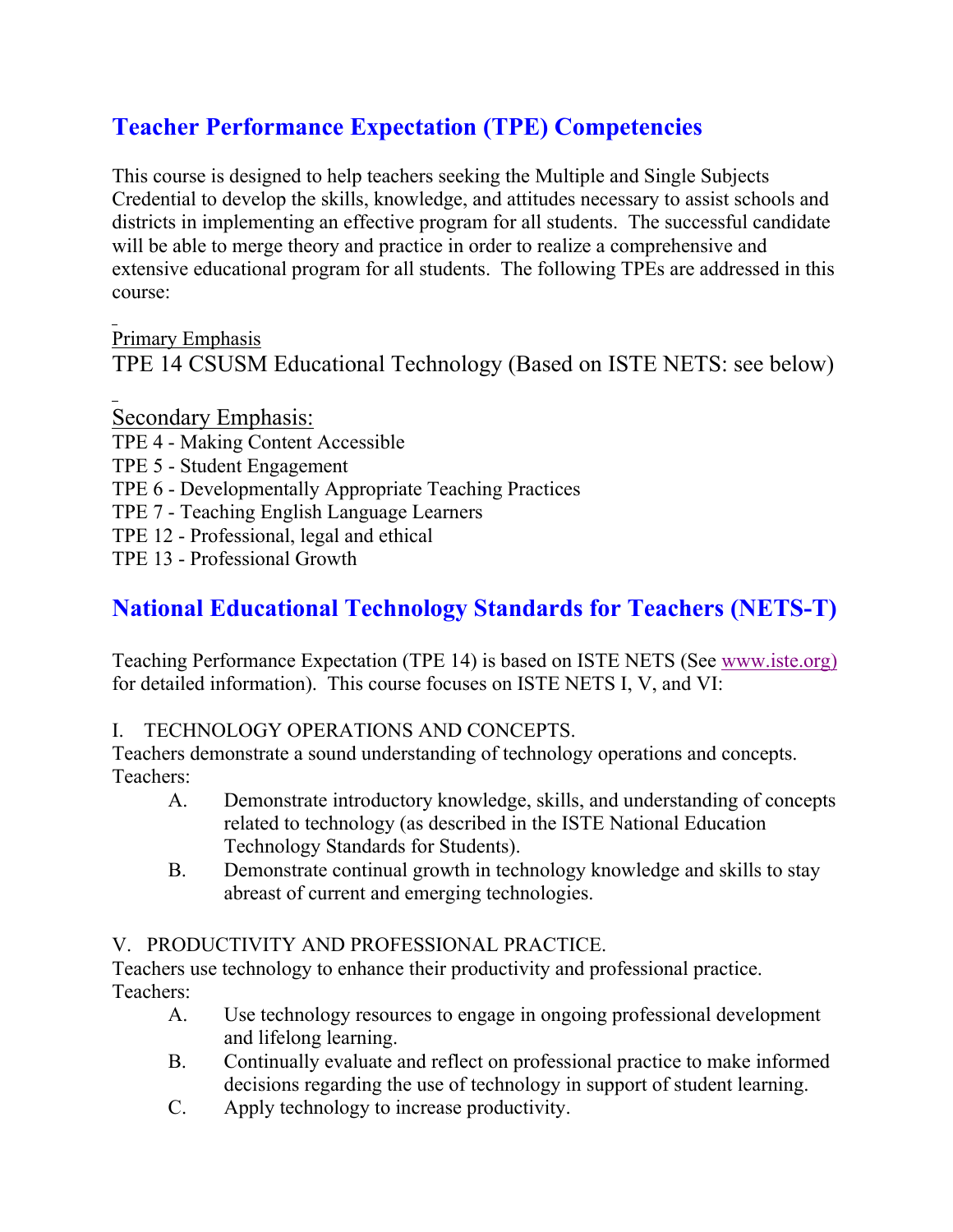## Teacher Performance Expectation (TPE) Competencies

This course is designed to help teachers seeking the Multiple and Single Subjects Credential to develop the skills, knowledge, and attitudes necessary to assist schools and districts in implementing an effective program for all students. The successful candidate will be able to merge theory and practice in order to realize a comprehensive and extensive educational program for all students. The following TPEs are addressed in this course:

Primary Emphasis

TPE 14 CSUSM Educational Technology (Based on ISTE NETS: see below)

Secondary Emphasis:

TPE 4 - Making Content Accessible
TPE 5 - Student Engagement
TPE 6 - Developmentally Appropriate Teaching Practices
TPE 7 - Teaching English Language Learners
TPE 12 - Professional, legal and ethical
TPE 13 - Professional Growth

## National Educational Technology Standards for Teachers (NETS-T)

Teaching Performance Expectation (TPE 14) is based on ISTE NETS (See www.iste.org) for detailed information). This course focuses on ISTE NETS I, V, and VI:

I. TECHNOLOGY OPERATIONS AND CONCEPTS.
Teachers demonstrate a sound understanding of technology operations and concepts. Teachers:

- A. Demonstrate introductory knowledge, skills, and understanding of concepts related to technology (as described in the ISTE National Education Technology Standards for Students).
- B. Demonstrate continual growth in technology knowledge and skills to stay abreast of current and emerging technologies.

V. PRODUCTIVITY AND PROFESSIONAL PRACTICE.
Teachers use technology to enhance their productivity and professional practice. Teachers:

- A. Use technology resources to engage in ongoing professional development and lifelong learning.
- B. Continually evaluate and reflect on professional practice to make informed decisions regarding the use of technology in support of student learning.
- C. Apply technology to increase productivity.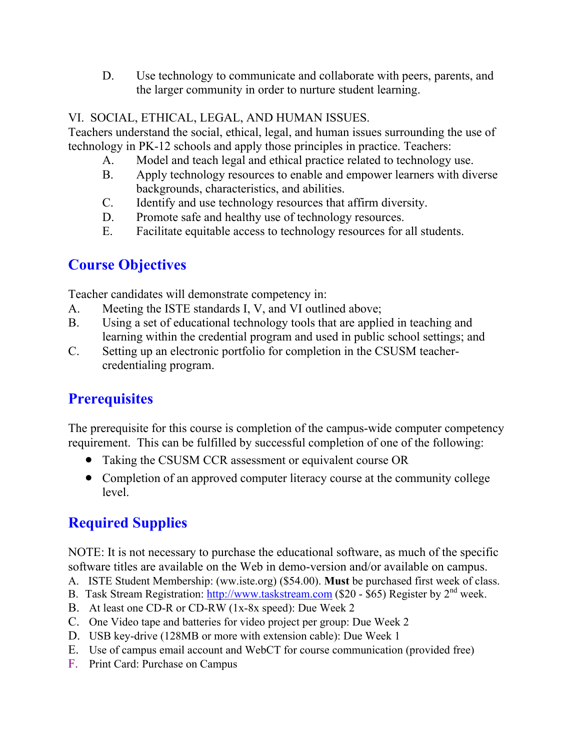D. Use technology to communicate and collaborate with peers, parents, and the larger community in order to nurture student learning.

VI. SOCIAL, ETHICAL, LEGAL, AND HUMAN ISSUES.
Teachers understand the social, ethical, legal, and human issues surrounding the use of technology in PK-12 schools and apply those principles in practice. Teachers:

A. Model and teach legal and ethical practice related to technology use.
B. Apply technology resources to enable and empower learners with diverse backgrounds, characteristics, and abilities.
C. Identify and use technology resources that affirm diversity.
D. Promote safe and healthy use of technology resources.
E. Facilitate equitable access to technology resources for all students.

## Course Objectives

Teacher candidates will demonstrate competency in:

A. Meeting the ISTE standards I, V, and VI outlined above;
B. Using a set of educational technology tools that are applied in teaching and learning within the credential program and used in public school settings; and
C. Setting up an electronic portfolio for completion in the CSUSM teacher-credentialing program.

## Prerequisites

The prerequisite for this course is completion of the campus-wide computer competency requirement. This can be fulfilled by successful completion of one of the following:

- Taking the CSUSM CCR assessment or equivalent course OR
- Completion of an approved computer literacy course at the community college level.

## Required Supplies

NOTE: It is not necessary to purchase the educational software, as much of the specific software titles are available on the Web in demo-version and/or available on campus.

A. ISTE Student Membership: (ww.iste.org) ($54.00). **Must** be purchased first week of class.
B. Task Stream Registration: http://www.taskstream.com ($20 - $65) Register by 2nd week.
B. At least one CD-R or CD-RW (1x-8x speed): Due Week 2
C. One Video tape and batteries for video project per group: Due Week 2
D. USB key-drive (128MB or more with extension cable): Due Week 1
E. Use of campus email account and WebCT for course communication (provided free)
F. Print Card: Purchase on Campus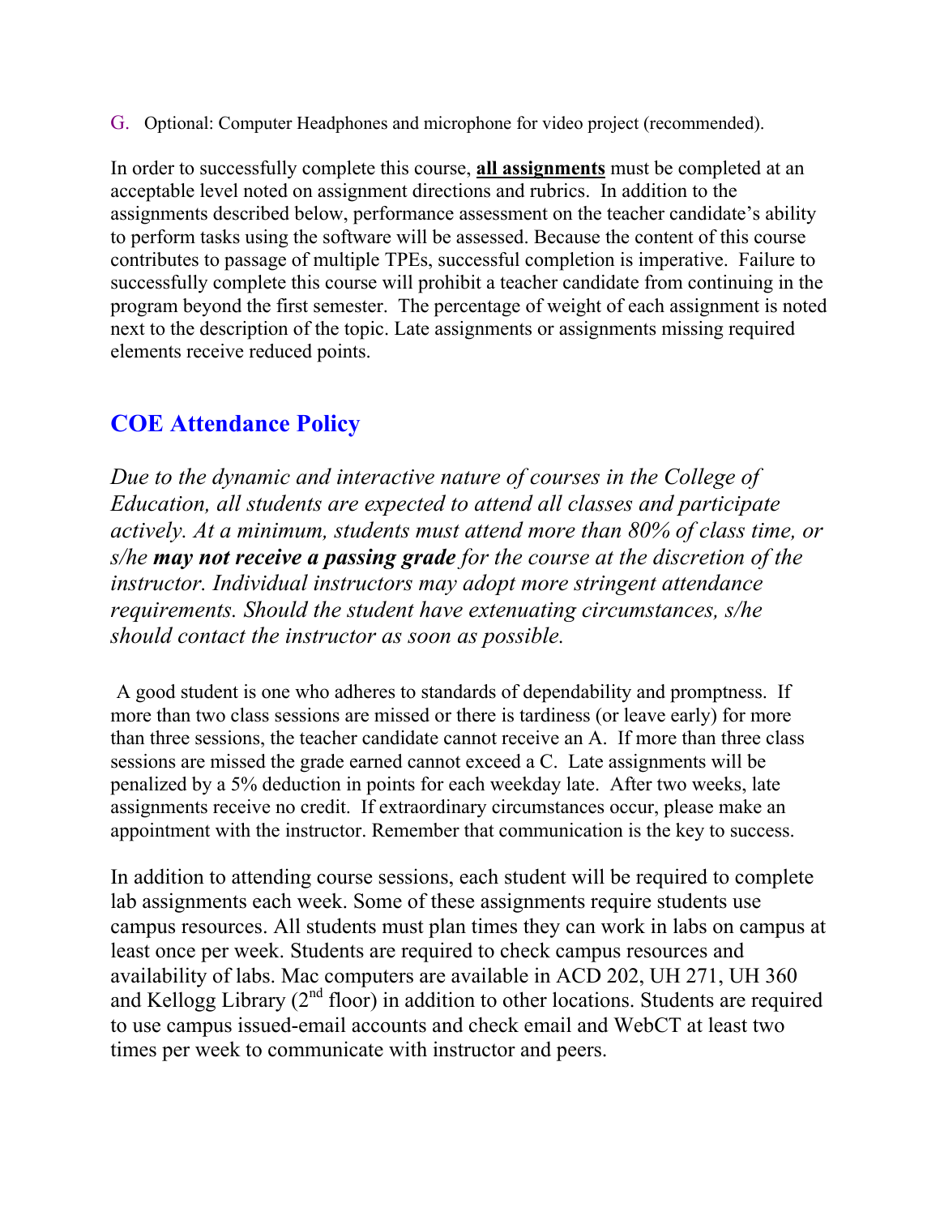G. Optional: Computer Headphones and microphone for video project (recommended).

In order to successfully complete this course, **<u>all assignments</u>** must be completed at an acceptable level noted on assignment directions and rubrics. In addition to the assignments described below, performance assessment on the teacher candidate's ability to perform tasks using the software will be assessed. Because the content of this course contributes to passage of multiple TPEs, successful completion is imperative. Failure to successfully complete this course will prohibit a teacher candidate from continuing in the program beyond the first semester. The percentage of weight of each assignment is noted next to the description of the topic. Late assignments or assignments missing required elements receive reduced points.

## COE Attendance Policy

*Due to the dynamic and interactive nature of courses in the College of Education, all students are expected to attend all classes and participate actively. At a minimum, students must attend more than 80% of class time, or s/he **may not receive a passing grade** for the course at the discretion of the instructor. Individual instructors may adopt more stringent attendance requirements. Should the student have extenuating circumstances, s/he should contact the instructor as soon as possible.*

A good student is one who adheres to standards of dependability and promptness. If more than two class sessions are missed or there is tardiness (or leave early) for more than three sessions, the teacher candidate cannot receive an A. If more than three class sessions are missed the grade earned cannot exceed a C. Late assignments will be penalized by a 5% deduction in points for each weekday late. After two weeks, late assignments receive no credit. If extraordinary circumstances occur, please make an appointment with the instructor. Remember that communication is the key to success.

In addition to attending course sessions, each student will be required to complete lab assignments each week. Some of these assignments require students use campus resources. All students must plan times they can work in labs on campus at least once per week. Students are required to check campus resources and availability of labs. Mac computers are available in ACD 202, UH 271, UH 360 and Kellogg Library (2nd floor) in addition to other locations. Students are required to use campus issued-email accounts and check email and WebCT at least two times per week to communicate with instructor and peers.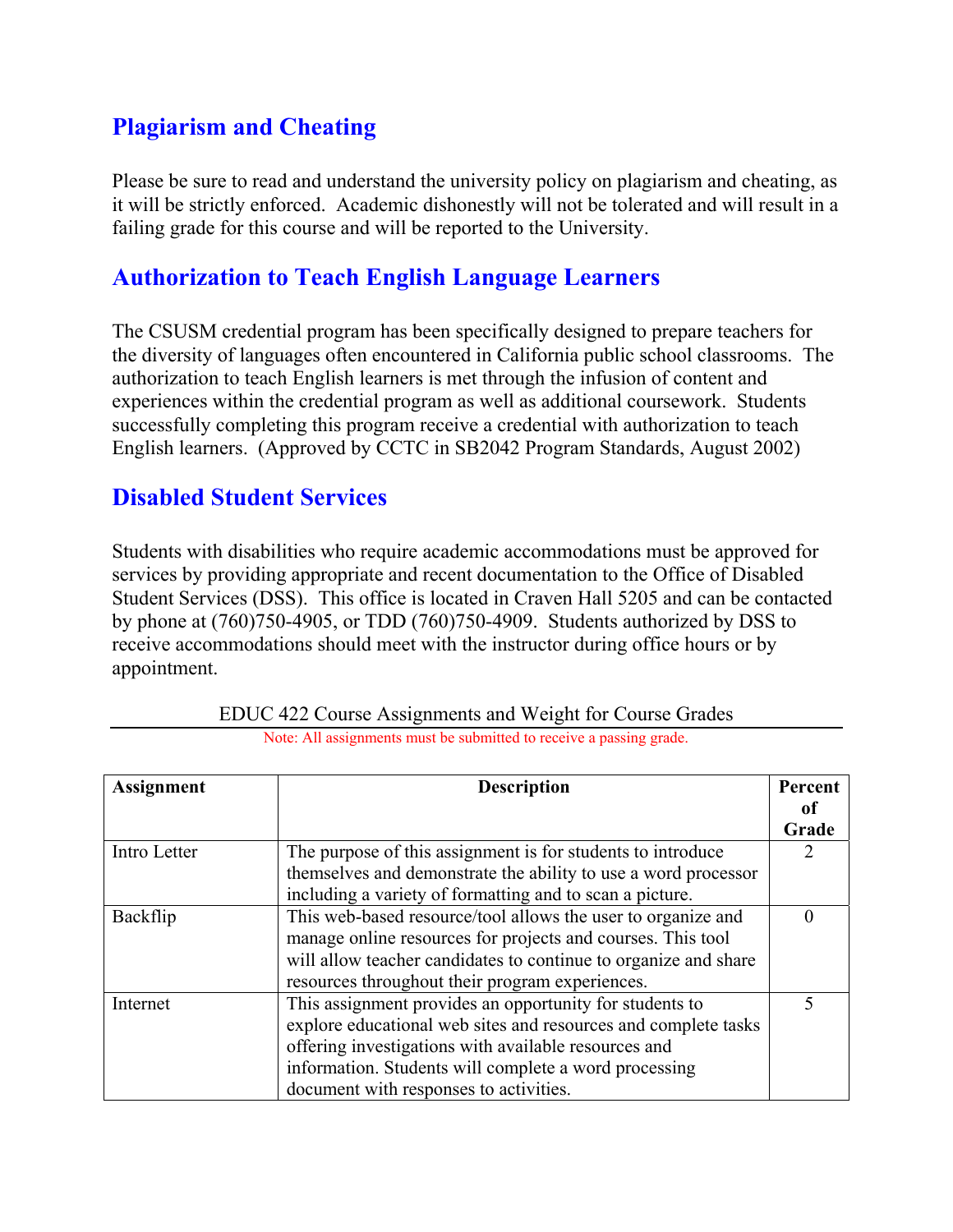## Plagiarism and Cheating

Please be sure to read and understand the university policy on plagiarism and cheating, as it will be strictly enforced. Academic dishonestly will not be tolerated and will result in a failing grade for this course and will be reported to the University.

## Authorization to Teach English Language Learners

The CSUSM credential program has been specifically designed to prepare teachers for the diversity of languages often encountered in California public school classrooms. The authorization to teach English learners is met through the infusion of content and experiences within the credential program as well as additional coursework. Students successfully completing this program receive a credential with authorization to teach English learners. (Approved by CCTC in SB2042 Program Standards, August 2002)

## Disabled Student Services

Students with disabilities who require academic accommodations must be approved for services by providing appropriate and recent documentation to the Office of Disabled Student Services (DSS). This office is located in Craven Hall 5205 and can be contacted by phone at (760)750-4905, or TDD (760)750-4909. Students authorized by DSS to receive accommodations should meet with the instructor during office hours or by appointment.

EDUC 422 Course Assignments and Weight for Course Grades

Note: All assignments must be submitted to receive a passing grade.

| Assignment | Description | Percent of Grade |
|---|---|---|
| Intro Letter | The purpose of this assignment is for students to introduce themselves and demonstrate the ability to use a word processor including a variety of formatting and to scan a picture. | 2 |
| Backflip | This web-based resource/tool allows the user to organize and manage online resources for projects and courses. This tool will allow teacher candidates to continue to organize and share resources throughout their program experiences. | 0 |
| Internet | This assignment provides an opportunity for students to explore educational web sites and resources and complete tasks offering investigations with available resources and information. Students will complete a word processing document with responses to activities. | 5 |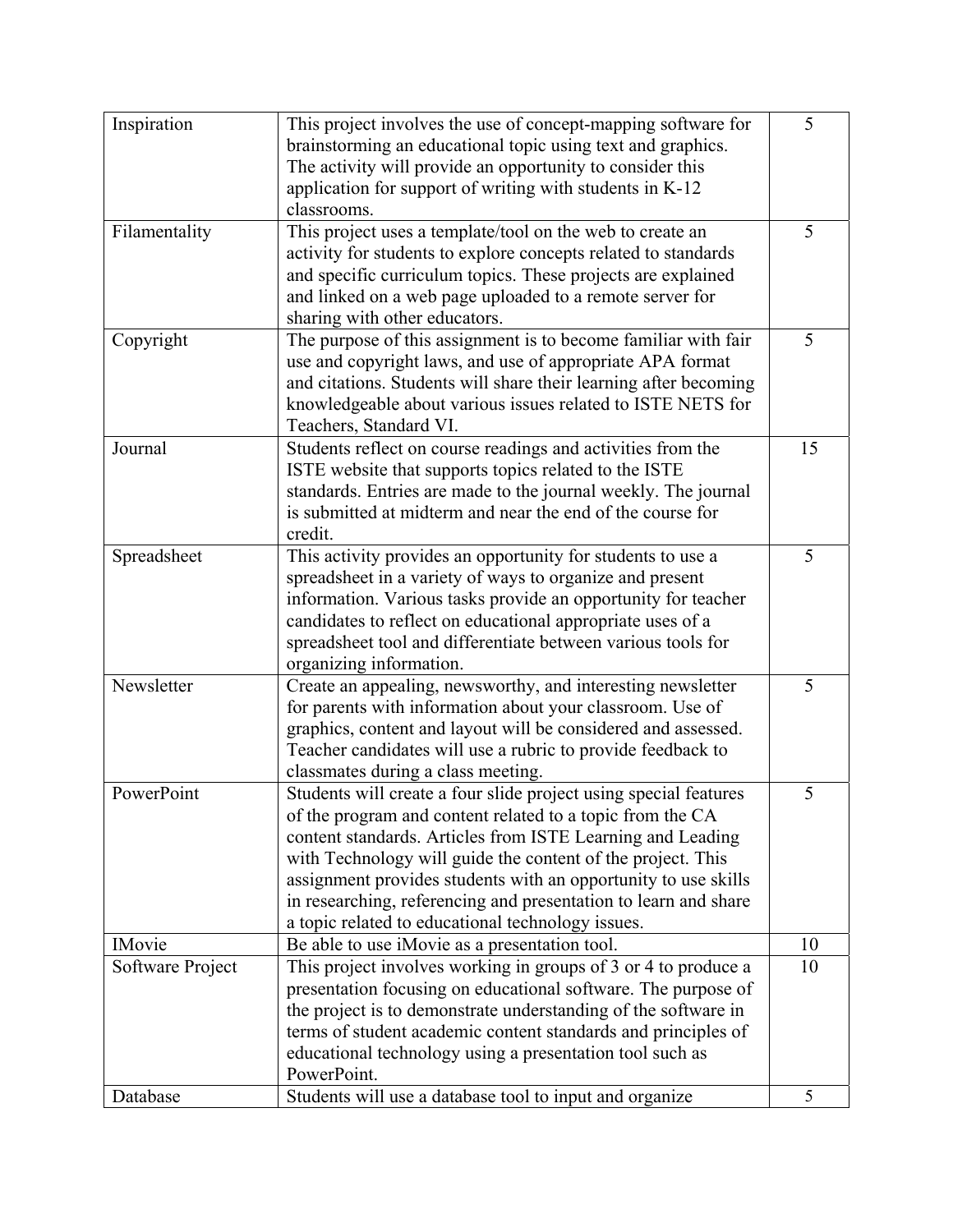| | | |
|---|---|---|
| Inspiration | This project involves the use of concept-mapping software for brainstorming an educational topic using text and graphics. The activity will provide an opportunity to consider this application for support of writing with students in K-12 classrooms. | 5 |
| Filamentality | This project uses a template/tool on the web to create an activity for students to explore concepts related to standards and specific curriculum topics. These projects are explained and linked on a web page uploaded to a remote server for sharing with other educators. | 5 |
| Copyright | The purpose of this assignment is to become familiar with fair use and copyright laws, and use of appropriate APA format and citations. Students will share their learning after becoming knowledgeable about various issues related to ISTE NETS for Teachers, Standard VI. | 5 |
| Journal | Students reflect on course readings and activities from the ISTE website that supports topics related to the ISTE standards. Entries are made to the journal weekly. The journal is submitted at midterm and near the end of the course for credit. | 15 |
| Spreadsheet | This activity provides an opportunity for students to use a spreadsheet in a variety of ways to organize and present information. Various tasks provide an opportunity for teacher candidates to reflect on educational appropriate uses of a spreadsheet tool and differentiate between various tools for organizing information. | 5 |
| Newsletter | Create an appealing, newsworthy, and interesting newsletter for parents with information about your classroom. Use of graphics, content and layout will be considered and assessed. Teacher candidates will use a rubric to provide feedback to classmates during a class meeting. | 5 |
| PowerPoint | Students will create a four slide project using special features of the program and content related to a topic from the CA content standards. Articles from ISTE Learning and Leading with Technology will guide the content of the project. This assignment provides students with an opportunity to use skills in researching, referencing and presentation to learn and share a topic related to educational technology issues. | 5 |
| IMovie | Be able to use iMovie as a presentation tool. | 10 |
| Software Project | This project involves working in groups of 3 or 4 to produce a presentation focusing on educational software. The purpose of the project is to demonstrate understanding of the software in terms of student academic content standards and principles of educational technology using a presentation tool such as PowerPoint. | 10 |
| Database | Students will use a database tool to input and organize | 5 |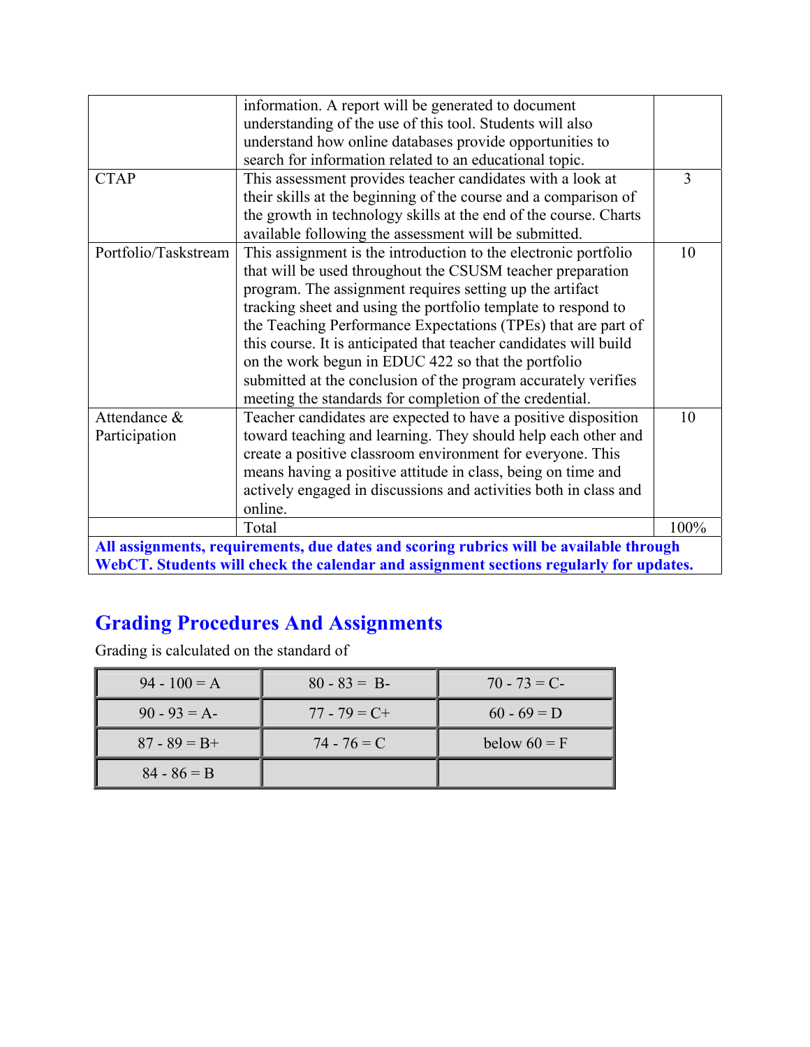| | | |
|---|---|---|
| | information. A report will be generated to document understanding of the use of this tool. Students will also understand how online databases provide opportunities to search for information related to an educational topic. | |
| CTAP | This assessment provides teacher candidates with a look at their skills at the beginning of the course and a comparison of the growth in technology skills at the end of the course. Charts available following the assessment will be submitted. | 3 |
| Portfolio/Taskstream | This assignment is the introduction to the electronic portfolio that will be used throughout the CSUSM teacher preparation program. The assignment requires setting up the artifact tracking sheet and using the portfolio template to respond to the Teaching Performance Expectations (TPEs) that are part of this course. It is anticipated that teacher candidates will build on the work begun in EDUC 422 so that the portfolio submitted at the conclusion of the program accurately verifies meeting the standards for completion of the credential. | 10 |
| Attendance & Participation | Teacher candidates are expected to have a positive disposition toward teaching and learning. They should help each other and create a positive classroom environment for everyone. This means having a positive attitude in class, being on time and actively engaged in discussions and activities both in class and online. | 10 |
| | Total | 100% |
| **All assignments, requirements, due dates and scoring rubrics will be available through WebCT. Students will check the calendar and assignment sections regularly for updates.** | | |

## Grading Procedures And Assignments

Grading is calculated on the standard of

| | | |
|---|---|---|
| 94 - 100 = A | 80 - 83 = B- | 70 - 73 = C- |
| 90 - 93 = A- | 77 - 79 = C+ | 60 - 69 = D |
| 87 - 89 = B+ | 74 - 76 = C | below 60 = F |
| 84 - 86 = B | | |